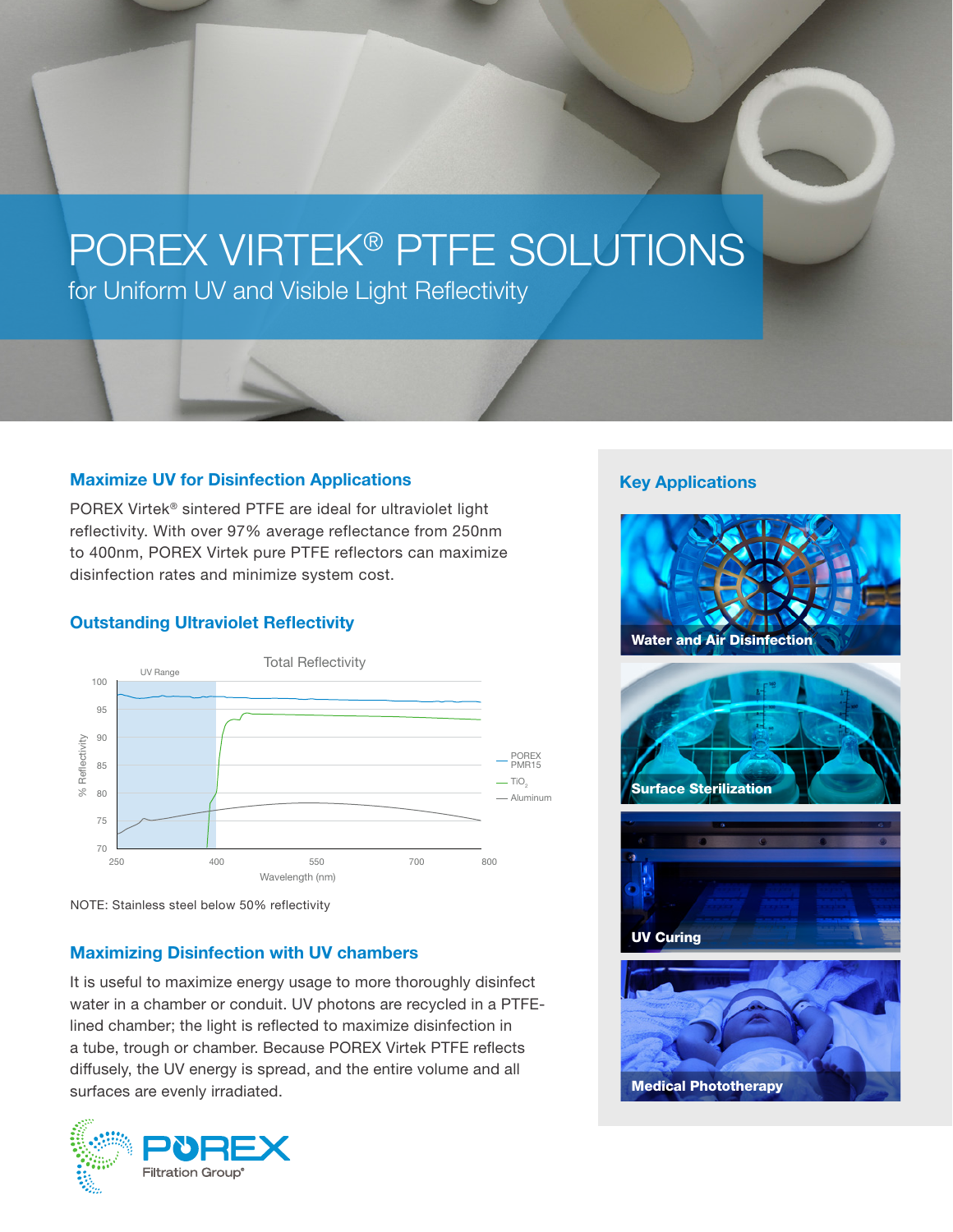# POREX VIRTEK® PTFE SOLUTIONS

for Uniform UV and Visible Light Reflectivity

## Maximize UV for Disinfection Applications

POREX Virtek® sintered PTFE are ideal for ultraviolet light reflectivity. With over 97% average reflectance from 250nm to 400nm, POREX Virtek pure PTFE reflectors can maximize disinfection rates and minimize system cost.

## Outstanding Ultraviolet Reflectivity

Total Reflectivity

NOTE: Stainless steel below 50% reflectivity

## Maximizing Disinfection with UV chambers

It is useful to maximize energy usage to more thoroughly disinfect water in a chamber or conduit. UV photons are recycled in a PTFE-lined chamber; the light is reflected to maximize disinfection in a tube, trough or chamber. Because POREX Virtek PTFE reflects diffusely, the UV energy is spread, and the entire volume and all surfaces are evenly irradiated.

## Key Applications

- Water and Air Disinfection
- Surface Sterilization
- UV Curing
- Medical Phototherapy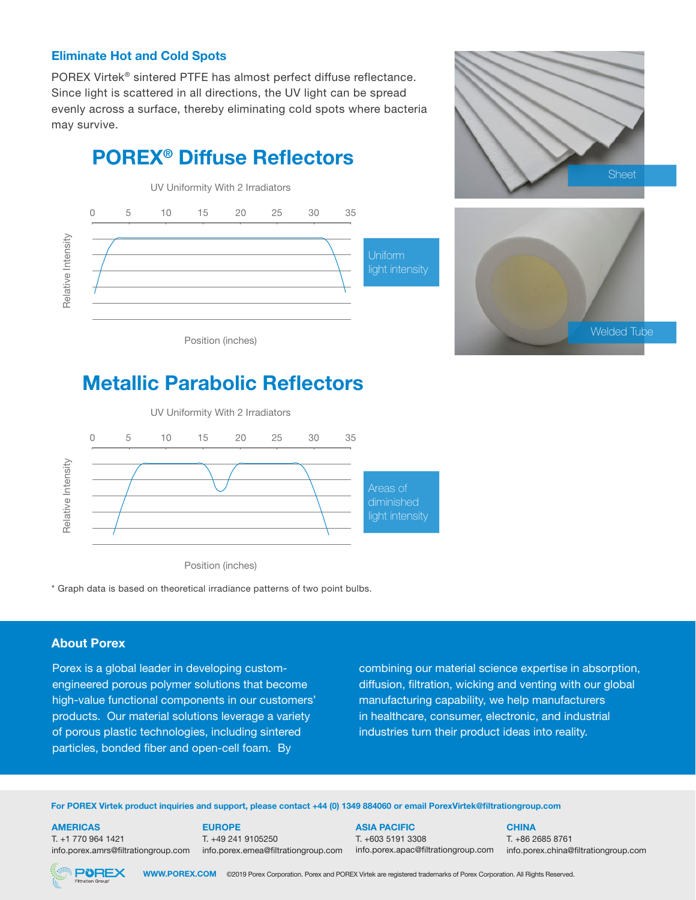### Eliminate Hot and Cold Spots

POREX Virtek® sintered PTFE has almost perfect diffuse reflectance. Since light is scattered in all directions, the UV light can be spread evenly across a surface, thereby eliminating cold spots where bacteria may survive.

## POREX® Diffuse Reflectors

UV Uniformity With 2 Irradiators

0 5 10 15 20 25 30 35

Relative Intensity

Position (inches)

Uniform light intensity

Sheet

Welded Tube

## Metallic Parabolic Reflectors

UV Uniformity With 2 Irradiators

0 5 10 15 20 25 30 35

Relative Intensity

Position (inches)

Areas of diminished light intensity

\* Graph data is based on theoretical irradiance patterns of two point bulbs.

### About Porex

Porex is a global leader in developing custom-engineered porous polymer solutions that become high-value functional components in our customers' products. Our material solutions leverage a variety of porous plastic technologies, including sintered particles, bonded fiber and open-cell foam. By combining our material science expertise in absorption, diffusion, filtration, wicking and venting with our global manufacturing capability, we help manufacturers in healthcare, consumer, electronic, and industrial industries turn their product ideas into reality.

**For POREX Virtek product inquiries and support, please contact +44 (0) 1349 884060 or email PorexVirtek@filtrationgroup.com**

**AMERICAS**
T. +1 770 964 1421
info.porex.amrs@filtrationgroup.com

**EUROPE**
T. +49 241 9105250
info.porex.emea@filtrationgroup.com

**ASIA PACIFIC**
T. +603 5191 3308
info.porex.apac@filtrationgroup.com

**CHINA**
T. +86 2685 8761
info.porex.china@filtrationgroup.com

POREX Filtration Group

**WWW.POREX.COM** ©2019 Porex Corporation. Porex and POREX Virtek are registered trademarks of Porex Corporation. All Rights Reserved.